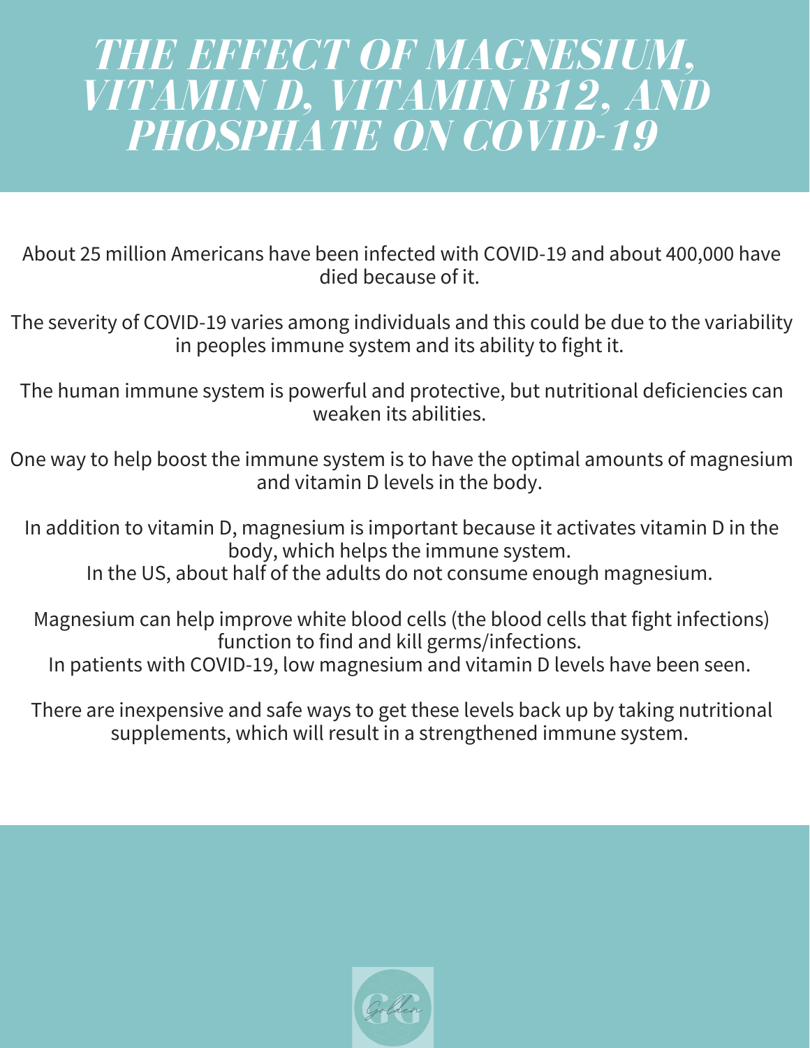# THE EFFECT OF MAGNESIUM, VITAMIN D, VITAMIN B12, AND PHOSPHATE ON COVID-19

About 25 million Americans have been infected with COVID-19 and about 400,000 have died because of it.

The severity of COVID-19 varies among individuals and this could be due to the variability in peoples immune system and its ability to fight it.

The human immune system is powerful and protective, but nutritional deficiencies can weaken its abilities.

One way to help boost the immune system is to have the optimal amounts of magnesium and vitamin D levels in the body.

In addition to vitamin D, magnesium is important because it activates vitamin D in the body, which helps the immune system.
In the US, about half of the adults do not consume enough magnesium.

Magnesium can help improve white blood cells (the blood cells that fight infections) function to find and kill germs/infections.
In patients with COVID-19, low magnesium and vitamin D levels have been seen.

There are inexpensive and safe ways to get these levels back up by taking nutritional supplements, which will result in a strengthened immune system.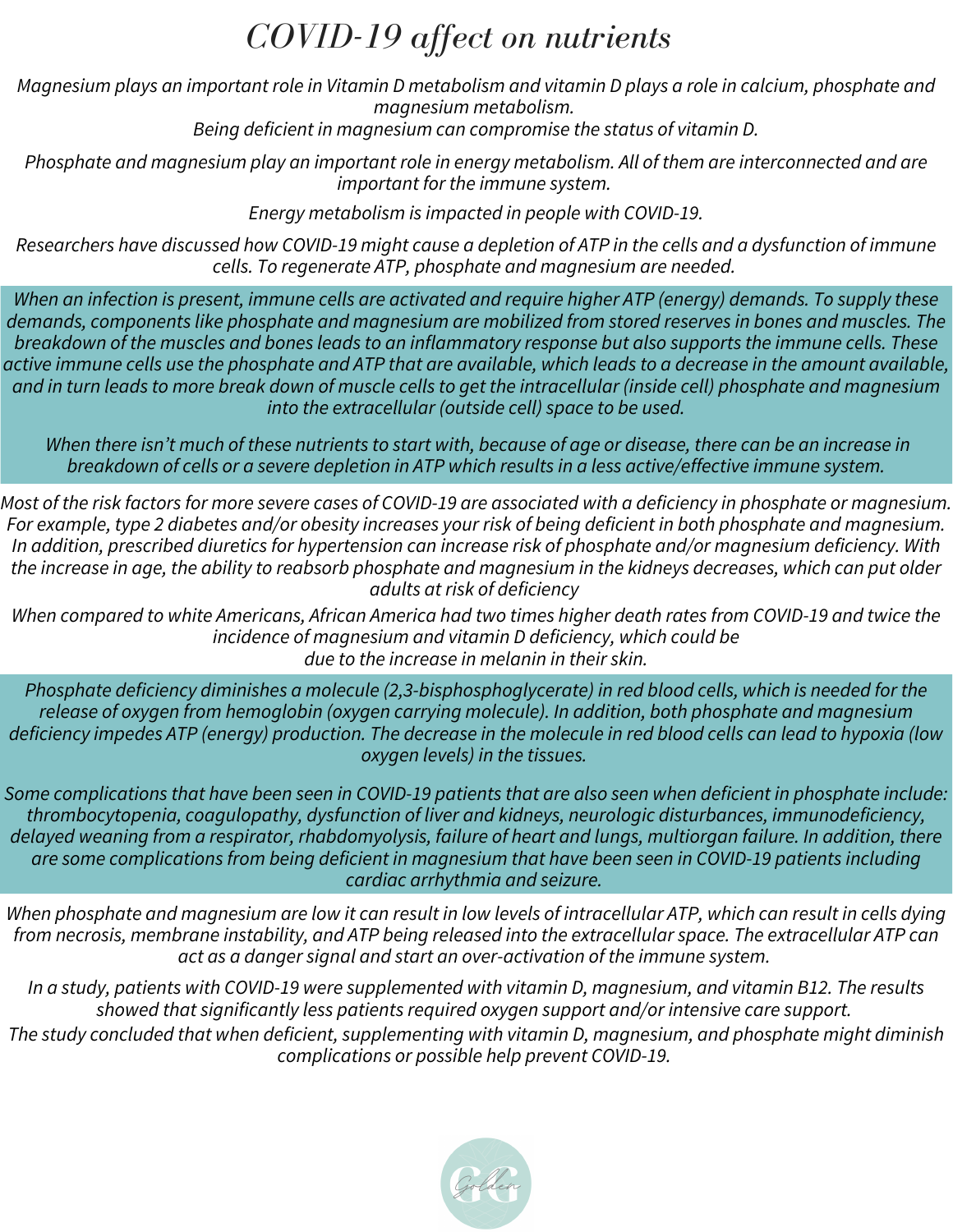# COVID-19 affect on nutrients

*Magnesium plays an important role in Vitamin D metabolism and vitamin D plays a role in calcium, phosphate and magnesium metabolism.*
*Being deficient in magnesium can compromise the status of vitamin D.*

*Phosphate and magnesium play an important role in energy metabolism. All of them are interconnected and are important for the immune system.*

*Energy metabolism is impacted in people with COVID-19.*

*Researchers have discussed how COVID-19 might cause a depletion of ATP in the cells and a dysfunction of immune cells. To regenerate ATP, phosphate and magnesium are needed.*

*When an infection is present, immune cells are activated and require higher ATP (energy) demands. To supply these demands, components like phosphate and magnesium are mobilized from stored reserves in bones and muscles. The breakdown of the muscles and bones leads to an inflammatory response but also supports the immune cells. These active immune cells use the phosphate and ATP that are available, which leads to a decrease in the amount available, and in turn leads to more break down of muscle cells to get the intracellular (inside cell) phosphate and magnesium into the extracellular (outside cell) space to be used.*

*When there isn't much of these nutrients to start with, because of age or disease, there can be an increase in breakdown of cells or a severe depletion in ATP which results in a less active/effective immune system.*

*Most of the risk factors for more severe cases of COVID-19 are associated with a deficiency in phosphate or magnesium. For example, type 2 diabetes and/or obesity increases your risk of being deficient in both phosphate and magnesium. In addition, prescribed diuretics for hypertension can increase risk of phosphate and/or magnesium deficiency. With the increase in age, the ability to reabsorb phosphate and magnesium in the kidneys decreases, which can put older adults at risk of deficiency*

*When compared to white Americans, African America had two times higher death rates from COVID-19 and twice the incidence of magnesium and vitamin D deficiency, which could be due to the increase in melanin in their skin.*

*Phosphate deficiency diminishes a molecule (2,3-bisphosphoglycerate) in red blood cells, which is needed for the release of oxygen from hemoglobin (oxygen carrying molecule). In addition, both phosphate and magnesium deficiency impedes ATP (energy) production. The decrease in the molecule in red blood cells can lead to hypoxia (low oxygen levels) in the tissues.*

*Some complications that have been seen in COVID-19 patients that are also seen when deficient in phosphate include: thrombocytopenia, coagulopathy, dysfunction of liver and kidneys, neurologic disturbances, immunodeficiency, delayed weaning from a respirator, rhabdomyolysis, failure of heart and lungs, multiorgan failure. In addition, there are some complications from being deficient in magnesium that have been seen in COVID-19 patients including cardiac arrhythmia and seizure.*

*When phosphate and magnesium are low it can result in low levels of intracellular ATP, which can result in cells dying from necrosis, membrane instability, and ATP being released into the extracellular space. The extracellular ATP can act as a danger signal and start an over-activation of the immune system.*

*In a study, patients with COVID-19 were supplemented with vitamin D, magnesium, and vitamin B12. The results showed that significantly less patients required oxygen support and/or intensive care support.*
*The study concluded that when deficient, supplementing with vitamin D, magnesium, and phosphate might diminish complications or possible help prevent COVID-19.*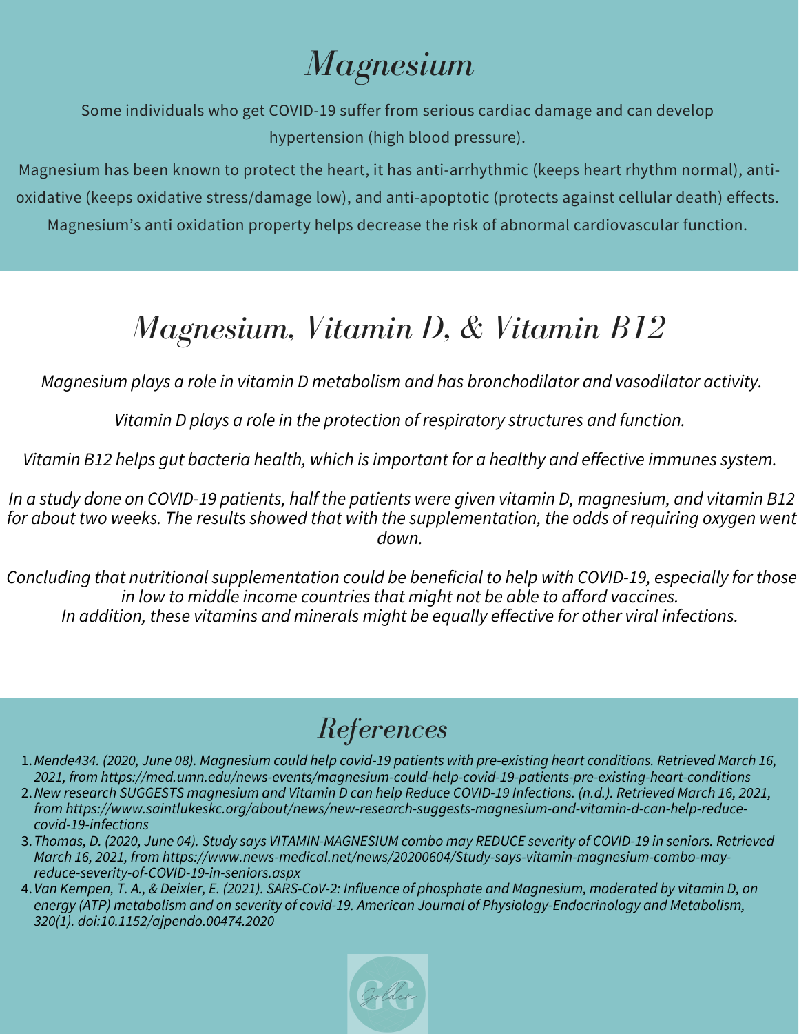# *Magnesium*

Some individuals who get COVID-19 suffer from serious cardiac damage and can develop hypertension (high blood pressure).

Magnesium has been known to protect the heart, it has anti-arrhythmic (keeps heart rhythm normal), anti-oxidative (keeps oxidative stress/damage low), and anti-apoptotic (protects against cellular death) effects. Magnesium's anti oxidation property helps decrease the risk of abnormal cardiovascular function.

# *Magnesium, Vitamin D, & Vitamin B12*

*Magnesium plays a role in vitamin D metabolism and has bronchodilator and vasodilator activity.*

*Vitamin D plays a role in the protection of respiratory structures and function.*

*Vitamin B12 helps gut bacteria health, which is important for a healthy and effective immunes system.*

*In a study done on COVID-19 patients, half the patients were given vitamin D, magnesium, and vitamin B12 for about two weeks. The results showed that with the supplementation, the odds of requiring oxygen went down.*

*Concluding that nutritional supplementation could be beneficial to help with COVID-19, especially for those in low to middle income countries that might not be able to afford vaccines.*
*In addition, these vitamins and minerals might be equally effective for other viral infections.*

# *References*

1. *Mende434. (2020, June 08). Magnesium could help covid-19 patients with pre-existing heart conditions. Retrieved March 16, 2021, from https://med.umn.edu/news-events/magnesium-could-help-covid-19-patients-pre-existing-heart-conditions*
2. *New research SUGGESTS magnesium and Vitamin D can help Reduce COVID-19 Infections. (n.d.). Retrieved March 16, 2021, from https://www.saintlukeskc.org/about/news/new-research-suggests-magnesium-and-vitamin-d-can-help-reduce-covid-19-infections*
3. *Thomas, D. (2020, June 04). Study says VITAMIN-MAGNESIUM combo may REDUCE severity of COVID-19 in seniors. Retrieved March 16, 2021, from https://www.news-medical.net/news/20200604/Study-says-vitamin-magnesium-combo-may-reduce-severity-of-COVID-19-in-seniors.aspx*
4. *Van Kempen, T. A., & Deixler, E. (2021). SARS-CoV-2: Influence of phosphate and Magnesium, moderated by vitamin D, on energy (ATP) metabolism and on severity of covid-19. American Journal of Physiology-Endocrinology and Metabolism, 320(1). doi:10.1152/ajpendo.00474.2020*